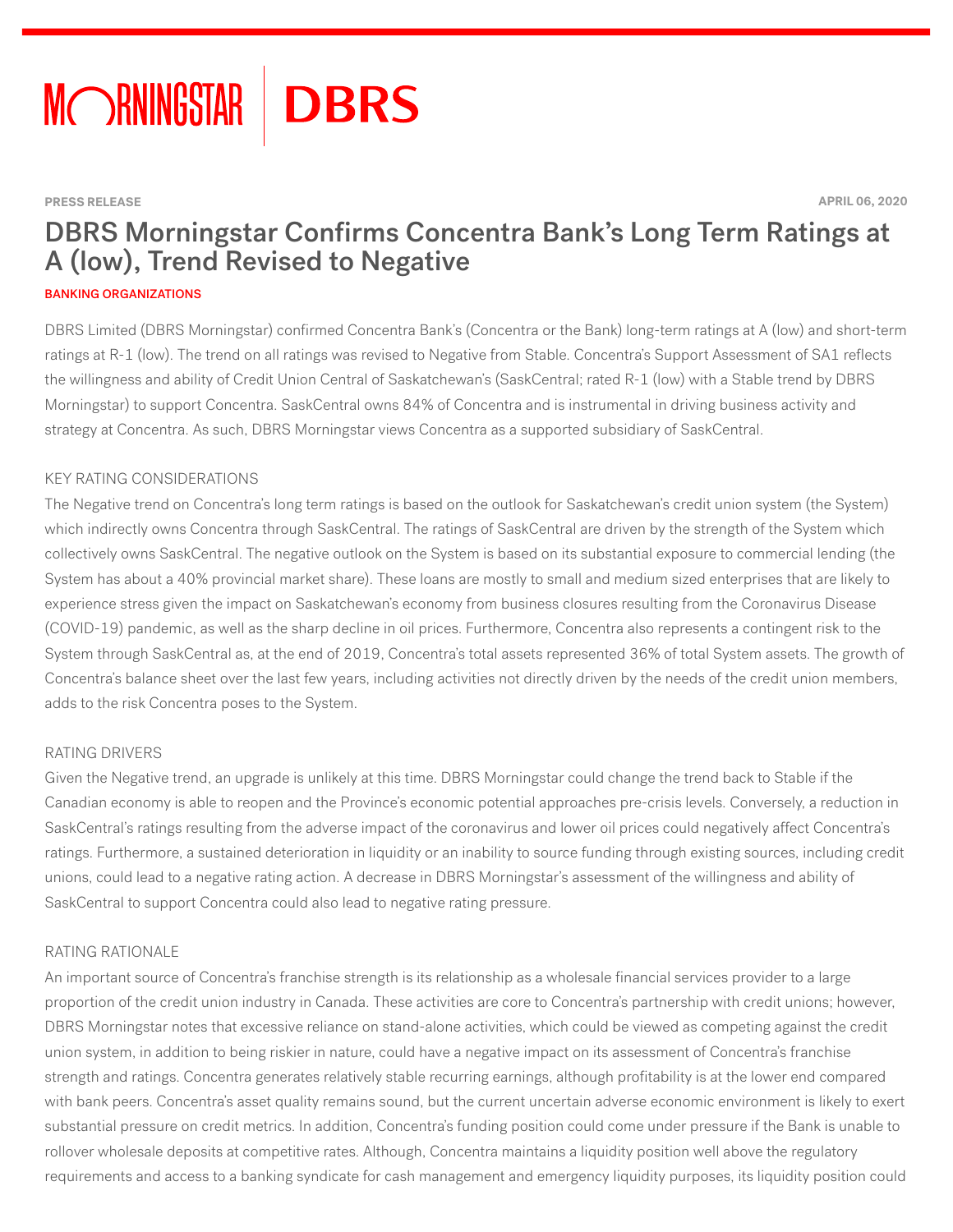PRESS RELEASE

APRIL 06, 2020

# DBRS Morningstar Confirms Concentra Bank's Long Term Ratings at A (low), Trend Revised to Negative

BANKING ORGANIZATIONS

DBRS Limited (DBRS Morningstar) confirmed Concentra Bank's (Concentra or the Bank) long-term ratings at A (low) and short-term ratings at R-1 (low). The trend on all ratings was revised to Negative from Stable. Concentra's Support Assessment of SA1 reflects the willingness and ability of Credit Union Central of Saskatchewan's (SaskCentral; rated R-1 (low) with a Stable trend by DBRS Morningstar) to support Concentra. SaskCentral owns 84% of Concentra and is instrumental in driving business activity and strategy at Concentra. As such, DBRS Morningstar views Concentra as a supported subsidiary of SaskCentral.

## KEY RATING CONSIDERATIONS

The Negative trend on Concentra's long term ratings is based on the outlook for Saskatchewan's credit union system (the System) which indirectly owns Concentra through SaskCentral. The ratings of SaskCentral are driven by the strength of the System which collectively owns SaskCentral. The negative outlook on the System is based on its substantial exposure to commercial lending (the System has about a 40% provincial market share). These loans are mostly to small and medium sized enterprises that are likely to experience stress given the impact on Saskatchewan's economy from business closures resulting from the Coronavirus Disease (COVID-19) pandemic, as well as the sharp decline in oil prices. Furthermore, Concentra also represents a contingent risk to the System through SaskCentral as, at the end of 2019, Concentra's total assets represented 36% of total System assets. The growth of Concentra's balance sheet over the last few years, including activities not directly driven by the needs of the credit union members, adds to the risk Concentra poses to the System.

## RATING DRIVERS

Given the Negative trend, an upgrade is unlikely at this time. DBRS Morningstar could change the trend back to Stable if the Canadian economy is able to reopen and the Province's economic potential approaches pre-crisis levels. Conversely, a reduction in SaskCentral's ratings resulting from the adverse impact of the coronavirus and lower oil prices could negatively affect Concentra's ratings. Furthermore, a sustained deterioration in liquidity or an inability to source funding through existing sources, including credit unions, could lead to a negative rating action. A decrease in DBRS Morningstar's assessment of the willingness and ability of SaskCentral to support Concentra could also lead to negative rating pressure.

## RATING RATIONALE

An important source of Concentra's franchise strength is its relationship as a wholesale financial services provider to a large proportion of the credit union industry in Canada. These activities are core to Concentra's partnership with credit unions; however, DBRS Morningstar notes that excessive reliance on stand-alone activities, which could be viewed as competing against the credit union system, in addition to being riskier in nature, could have a negative impact on its assessment of Concentra's franchise strength and ratings. Concentra generates relatively stable recurring earnings, although profitability is at the lower end compared with bank peers. Concentra's asset quality remains sound, but the current uncertain adverse economic environment is likely to exert substantial pressure on credit metrics. In addition, Concentra's funding position could come under pressure if the Bank is unable to rollover wholesale deposits at competitive rates. Although, Concentra maintains a liquidity position well above the regulatory requirements and access to a banking syndicate for cash management and emergency liquidity purposes, its liquidity position could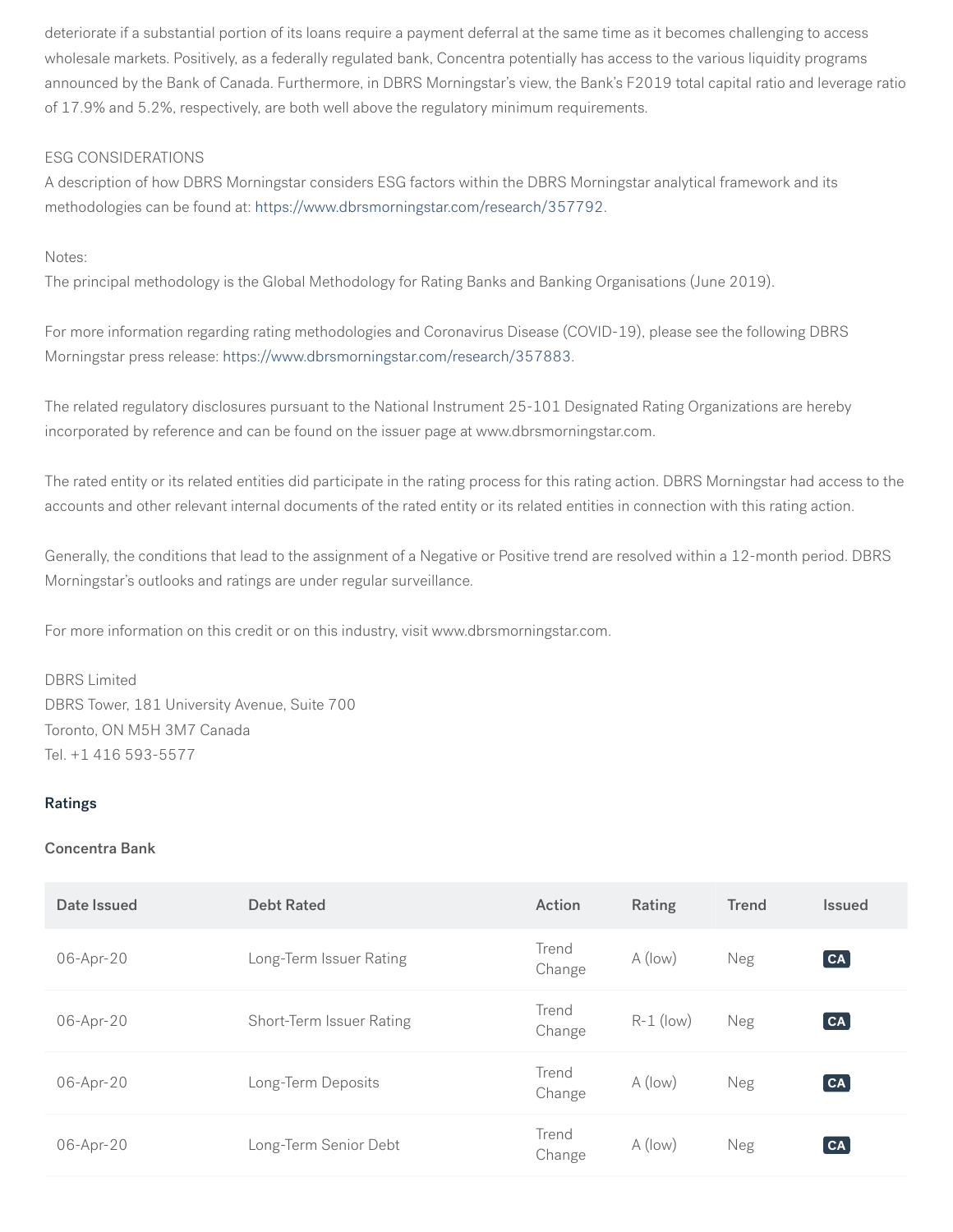deteriorate if a substantial portion of its loans require a payment deferral at the same time as it becomes challenging to access wholesale markets. Positively, as a federally regulated bank, Concentra potentially has access to the various liquidity programs announced by the Bank of Canada. Furthermore, in DBRS Morningstar's view, the Bank's F2019 total capital ratio and leverage ratio of 17.9% and 5.2%, respectively, are both well above the regulatory minimum requirements.

ESG CONSIDERATIONS
A description of how DBRS Morningstar considers ESG factors within the DBRS Morningstar analytical framework and its methodologies can be found at: https://www.dbrsmorningstar.com/research/357792.

Notes:
The principal methodology is the Global Methodology for Rating Banks and Banking Organisations (June 2019).

For more information regarding rating methodologies and Coronavirus Disease (COVID-19), please see the following DBRS Morningstar press release: https://www.dbrsmorningstar.com/research/357883.

The related regulatory disclosures pursuant to the National Instrument 25-101 Designated Rating Organizations are hereby incorporated by reference and can be found on the issuer page at www.dbrsmorningstar.com.

The rated entity or its related entities did participate in the rating process for this rating action. DBRS Morningstar had access to the accounts and other relevant internal documents of the rated entity or its related entities in connection with this rating action.

Generally, the conditions that lead to the assignment of a Negative or Positive trend are resolved within a 12-month period. DBRS Morningstar's outlooks and ratings are under regular surveillance.

For more information on this credit or on this industry, visit www.dbrsmorningstar.com.

DBRS Limited
DBRS Tower, 181 University Avenue, Suite 700
Toronto, ON M5H 3M7 Canada
Tel. +1 416 593-5577

## Ratings

### Concentra Bank

| Date Issued | Debt Rated | Action | Rating | Trend | Issued |
|---|---|---|---|---|---|
| 06-Apr-20 | Long-Term Issuer Rating | Trend Change | A (low) | Neg | CA |
| 06-Apr-20 | Short-Term Issuer Rating | Trend Change | R-1 (low) | Neg | CA |
| 06-Apr-20 | Long-Term Deposits | Trend Change | A (low) | Neg | CA |
| 06-Apr-20 | Long-Term Senior Debt | Trend Change | A (low) | Neg | CA |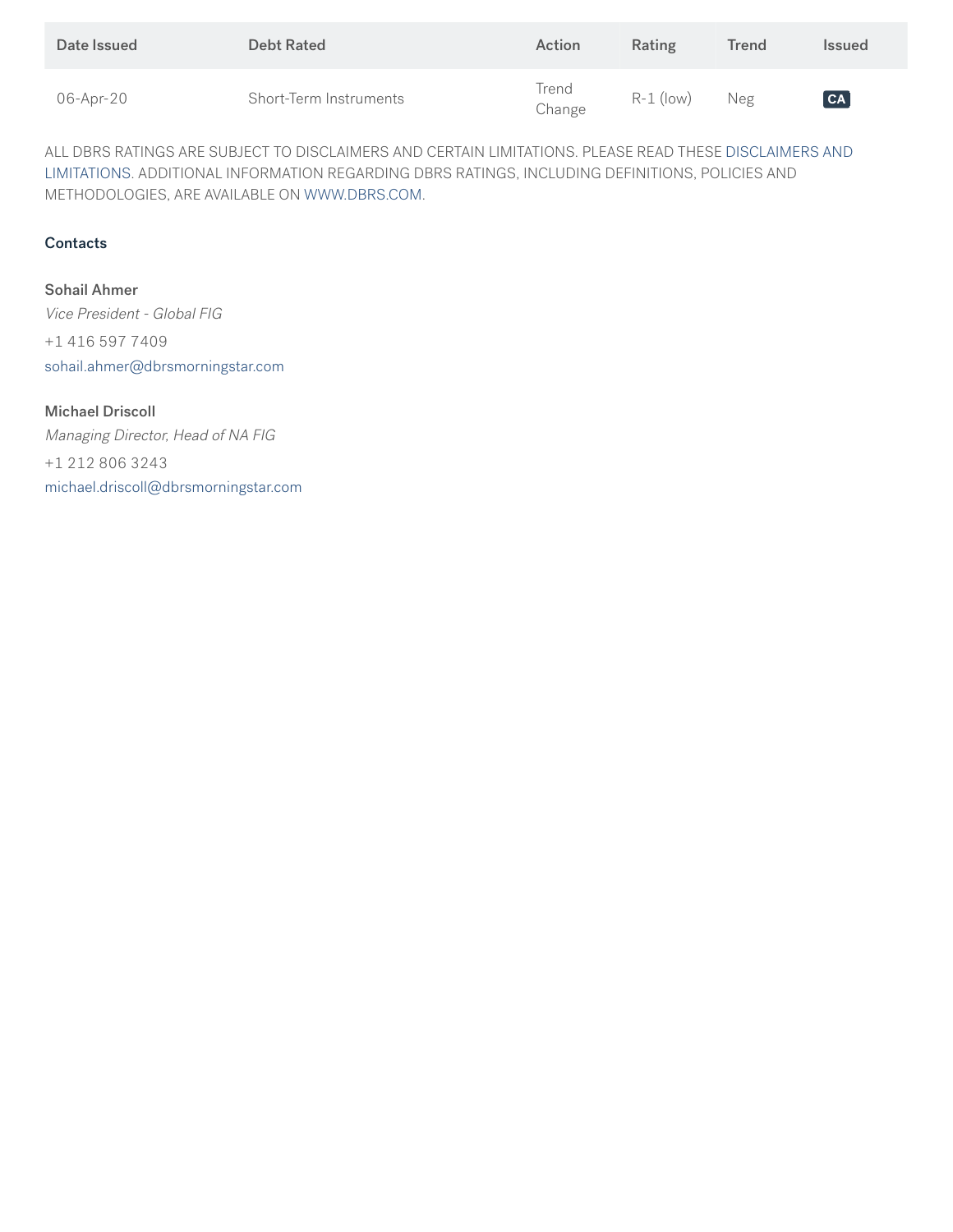| Date Issued | Debt Rated | Action | Rating | Trend | Issued |
| --- | --- | --- | --- | --- | --- |
| 06-Apr-20 | Short-Term Instruments | Trend Change | R-1 (low) | Neg | CA |

ALL DBRS RATINGS ARE SUBJECT TO DISCLAIMERS AND CERTAIN LIMITATIONS. PLEASE READ THESE DISCLAIMERS AND LIMITATIONS. ADDITIONAL INFORMATION REGARDING DBRS RATINGS, INCLUDING DEFINITIONS, POLICIES AND METHODOLOGIES, ARE AVAILABLE ON WWW.DBRS.COM.

**Contacts**

**Sohail Ahmer**
*Vice President - Global FIG*
+1 416 597 7409
sohail.ahmer@dbrsmorningstar.com

**Michael Driscoll**
*Managing Director, Head of NA FIG*
+1 212 806 3243
michael.driscoll@dbrsmorningstar.com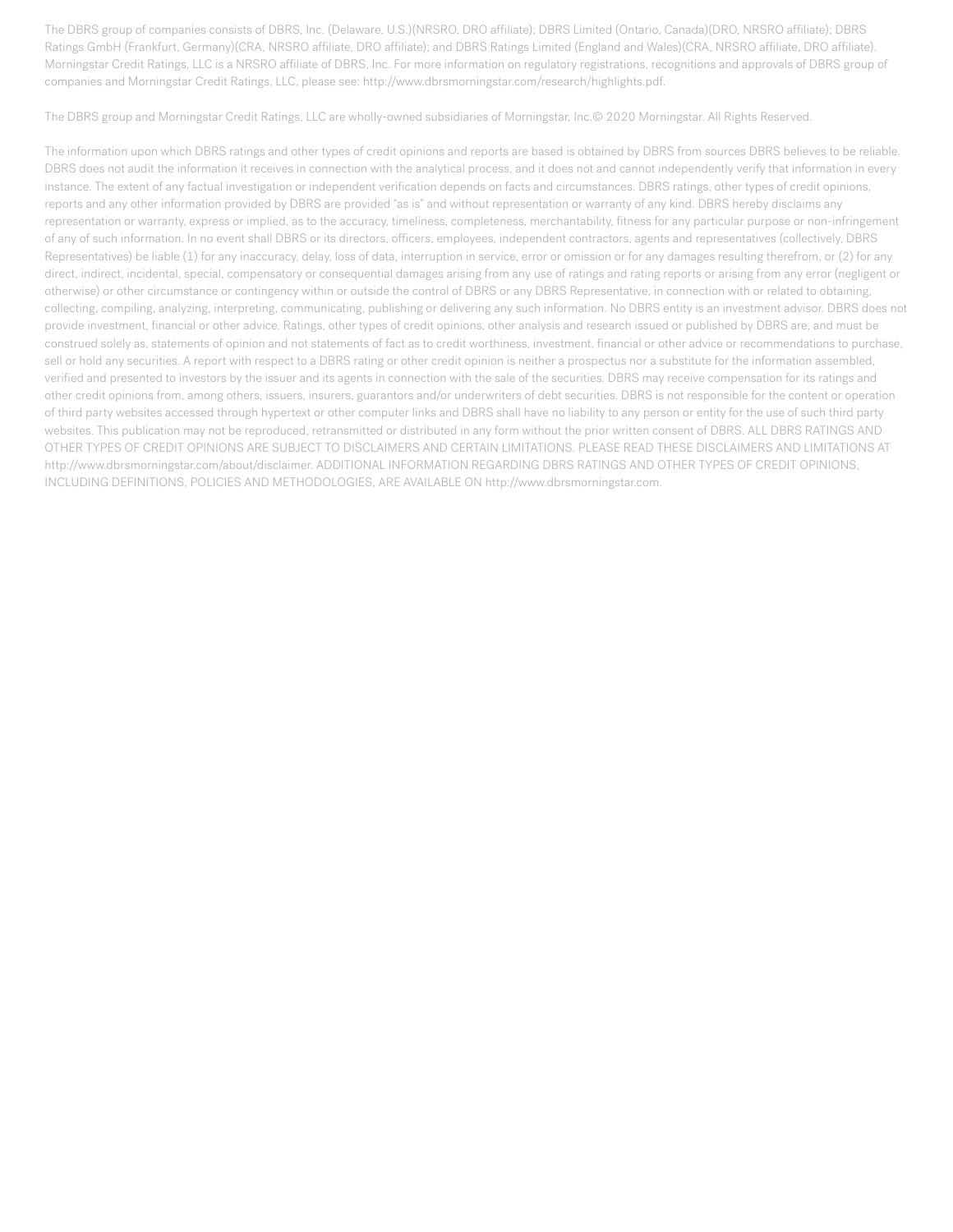The DBRS group of companies consists of DBRS, Inc. (Delaware, U.S.)(NRSRO, DRO affiliate); DBRS Limited (Ontario, Canada)(DRO, NRSRO affiliate); DBRS Ratings GmbH (Frankfurt, Germany)(CRA, NRSRO affiliate, DRO affiliate); and DBRS Ratings Limited (England and Wales)(CRA, NRSRO affiliate, DRO affiliate). Morningstar Credit Ratings, LLC is a NRSRO affiliate of DBRS, Inc. For more information on regulatory registrations, recognitions and approvals of DBRS group of companies and Morningstar Credit Ratings, LLC, please see: http://www.dbrsmorningstar.com/research/highlights.pdf.

The DBRS group and Morningstar Credit Ratings, LLC are wholly-owned subsidiaries of Morningstar, Inc.© 2020 Morningstar. All Rights Reserved.

The information upon which DBRS ratings and other types of credit opinions and reports are based is obtained by DBRS from sources DBRS believes to be reliable. DBRS does not audit the information it receives in connection with the analytical process, and it does not and cannot independently verify that information in every instance. The extent of any factual investigation or independent verification depends on facts and circumstances. DBRS ratings, other types of credit opinions, reports and any other information provided by DBRS are provided "as is" and without representation or warranty of any kind. DBRS hereby disclaims any representation or warranty, express or implied, as to the accuracy, timeliness, completeness, merchantability, fitness for any particular purpose or non-infringement of any of such information. In no event shall DBRS or its directors, officers, employees, independent contractors, agents and representatives (collectively, DBRS Representatives) be liable (1) for any inaccuracy, delay, loss of data, interruption in service, error or omission or for any damages resulting therefrom, or (2) for any direct, indirect, incidental, special, compensatory or consequential damages arising from any use of ratings and rating reports or arising from any error (negligent or otherwise) or other circumstance or contingency within or outside the control of DBRS or any DBRS Representative, in connection with or related to obtaining, collecting, compiling, analyzing, interpreting, communicating, publishing or delivering any such information. No DBRS entity is an investment advisor. DBRS does not provide investment, financial or other advice. Ratings, other types of credit opinions, other analysis and research issued or published by DBRS are, and must be construed solely as, statements of opinion and not statements of fact as to credit worthiness, investment, financial or other advice or recommendations to purchase, sell or hold any securities. A report with respect to a DBRS rating or other credit opinion is neither a prospectus nor a substitute for the information assembled, verified and presented to investors by the issuer and its agents in connection with the sale of the securities. DBRS may receive compensation for its ratings and other credit opinions from, among others, issuers, insurers, guarantors and/or underwriters of debt securities. DBRS is not responsible for the content or operation of third party websites accessed through hypertext or other computer links and DBRS shall have no liability to any person or entity for the use of such third party websites. This publication may not be reproduced, retransmitted or distributed in any form without the prior written consent of DBRS. ALL DBRS RATINGS AND OTHER TYPES OF CREDIT OPINIONS ARE SUBJECT TO DISCLAIMERS AND CERTAIN LIMITATIONS. PLEASE READ THESE DISCLAIMERS AND LIMITATIONS AT http://www.dbrsmorningstar.com/about/disclaimer. ADDITIONAL INFORMATION REGARDING DBRS RATINGS AND OTHER TYPES OF CREDIT OPINIONS, INCLUDING DEFINITIONS, POLICIES AND METHODOLOGIES, ARE AVAILABLE ON http://www.dbrsmorningstar.com.